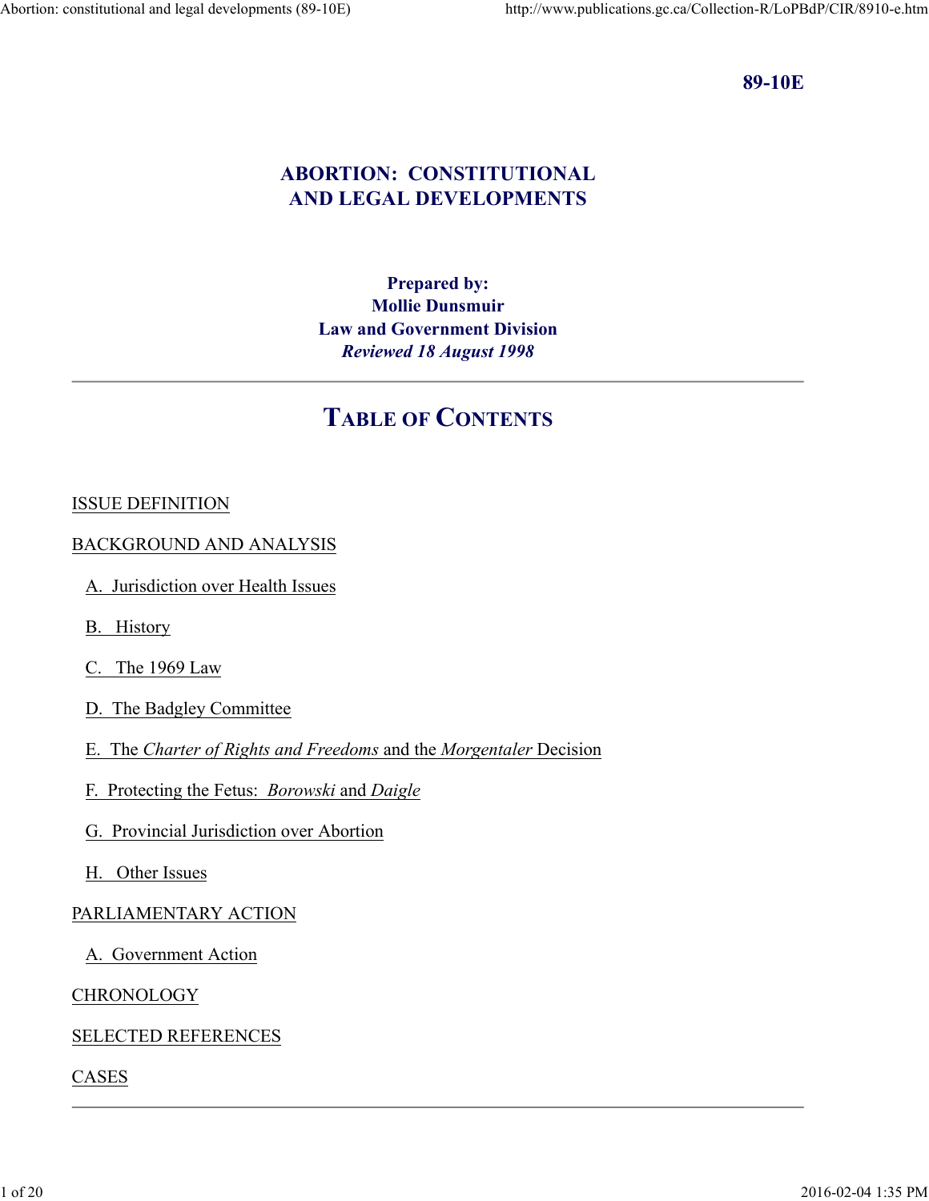**89-10E**

# ABORTION: CONSTITUTIONAL AND LEGAL DEVELOPMENTS

**Prepared by:**
**Mollie Dunsmuir**
**Law and Government Division**
***Reviewed 18 August 1998***

---

## TABLE OF CONTENTS

ISSUE DEFINITION

BACKGROUND AND ANALYSIS

- A. Jurisdiction over Health Issues
- B. History
- C. The 1969 Law
- D. The Badgley Committee
- E. The *Charter of Rights and Freedoms* and the *Morgentaler* Decision
- F. Protecting the Fetus: *Borowski* and *Daigle*
- G. Provincial Jurisdiction over Abortion
- H. Other Issues

PARLIAMENTARY ACTION

- A. Government Action

CHRONOLOGY

SELECTED REFERENCES

CASES

---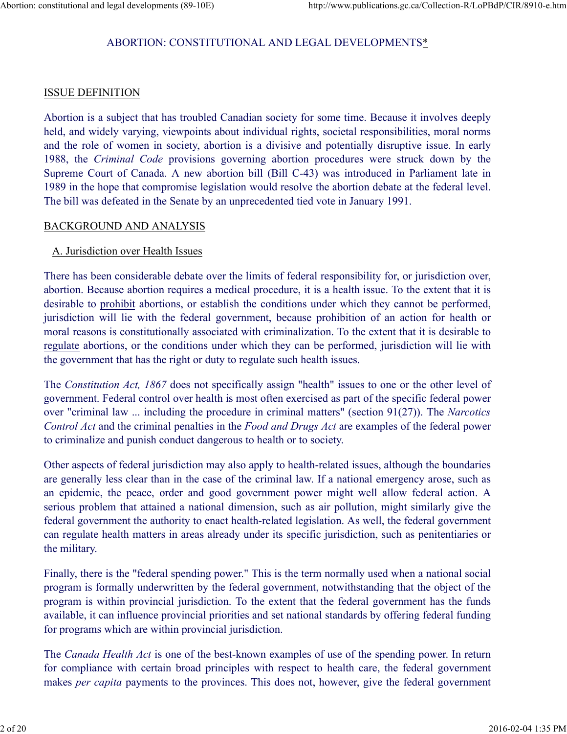ABORTION: CONSTITUTIONAL AND LEGAL DEVELOPMENTS*

ISSUE DEFINITION

Abortion is a subject that has troubled Canadian society for some time. Because it involves deeply held, and widely varying, viewpoints about individual rights, societal responsibilities, moral norms and the role of women in society, abortion is a divisive and potentially disruptive issue. In early 1988, the *Criminal Code* provisions governing abortion procedures were struck down by the Supreme Court of Canada. A new abortion bill (Bill C-43) was introduced in Parliament late in 1989 in the hope that compromise legislation would resolve the abortion debate at the federal level. The bill was defeated in the Senate by an unprecedented tied vote in January 1991.

BACKGROUND AND ANALYSIS

A. Jurisdiction over Health Issues

There has been considerable debate over the limits of federal responsibility for, or jurisdiction over, abortion. Because abortion requires a medical procedure, it is a health issue. To the extent that it is desirable to prohibit abortions, or establish the conditions under which they cannot be performed, jurisdiction will lie with the federal government, because prohibition of an action for health or moral reasons is constitutionally associated with criminalization. To the extent that it is desirable to regulate abortions, or the conditions under which they can be performed, jurisdiction will lie with the government that has the right or duty to regulate such health issues.

The *Constitution Act, 1867* does not specifically assign "health" issues to one or the other level of government. Federal control over health is most often exercised as part of the specific federal power over "criminal law ... including the procedure in criminal matters" (section 91(27)). The *Narcotics Control Act* and the criminal penalties in the *Food and Drugs Act* are examples of the federal power to criminalize and punish conduct dangerous to health or to society.

Other aspects of federal jurisdiction may also apply to health-related issues, although the boundaries are generally less clear than in the case of the criminal law. If a national emergency arose, such as an epidemic, the peace, order and good government power might well allow federal action. A serious problem that attained a national dimension, such as air pollution, might similarly give the federal government the authority to enact health-related legislation. As well, the federal government can regulate health matters in areas already under its specific jurisdiction, such as penitentiaries or the military.

Finally, there is the "federal spending power." This is the term normally used when a national social program is formally underwritten by the federal government, notwithstanding that the object of the program is within provincial jurisdiction. To the extent that the federal government has the funds available, it can influence provincial priorities and set national standards by offering federal funding for programs which are within provincial jurisdiction.

The *Canada Health Act* is one of the best-known examples of use of the spending power. In return for compliance with certain broad principles with respect to health care, the federal government makes *per capita* payments to the provinces. This does not, however, give the federal government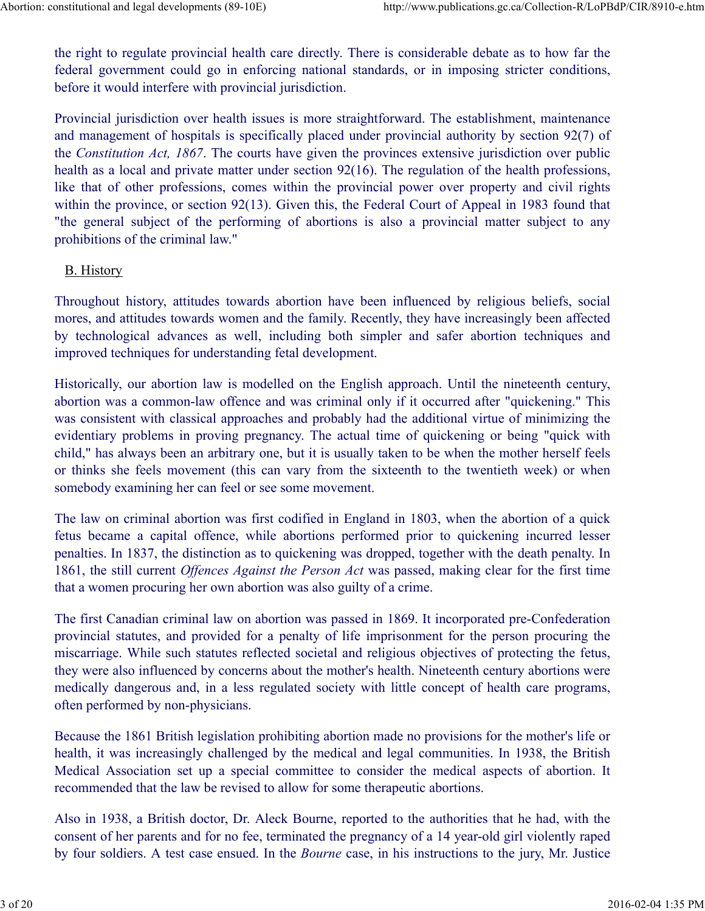the right to regulate provincial health care directly. There is considerable debate as to how far the federal government could go in enforcing national standards, or in imposing stricter conditions, before it would interfere with provincial jurisdiction.

Provincial jurisdiction over health issues is more straightforward. The establishment, maintenance and management of hospitals is specifically placed under provincial authority by section 92(7) of the *Constitution Act, 1867*. The courts have given the provinces extensive jurisdiction over public health as a local and private matter under section 92(16). The regulation of the health professions, like that of other professions, comes within the provincial power over property and civil rights within the province, or section 92(13). Given this, the Federal Court of Appeal in 1983 found that "the general subject of the performing of abortions is also a provincial matter subject to any prohibitions of the criminal law."

## B. History

Throughout history, attitudes towards abortion have been influenced by religious beliefs, social mores, and attitudes towards women and the family. Recently, they have increasingly been affected by technological advances as well, including both simpler and safer abortion techniques and improved techniques for understanding fetal development.

Historically, our abortion law is modelled on the English approach. Until the nineteenth century, abortion was a common-law offence and was criminal only if it occurred after "quickening." This was consistent with classical approaches and probably had the additional virtue of minimizing the evidentiary problems in proving pregnancy. The actual time of quickening or being "quick with child," has always been an arbitrary one, but it is usually taken to be when the mother herself feels or thinks she feels movement (this can vary from the sixteenth to the twentieth week) or when somebody examining her can feel or see some movement.

The law on criminal abortion was first codified in England in 1803, when the abortion of a quick fetus became a capital offence, while abortions performed prior to quickening incurred lesser penalties. In 1837, the distinction as to quickening was dropped, together with the death penalty. In 1861, the still current *Offences Against the Person Act* was passed, making clear for the first time that a women procuring her own abortion was also guilty of a crime.

The first Canadian criminal law on abortion was passed in 1869. It incorporated pre-Confederation provincial statutes, and provided for a penalty of life imprisonment for the person procuring the miscarriage. While such statutes reflected societal and religious objectives of protecting the fetus, they were also influenced by concerns about the mother's health. Nineteenth century abortions were medically dangerous and, in a less regulated society with little concept of health care programs, often performed by non-physicians.

Because the 1861 British legislation prohibiting abortion made no provisions for the mother's life or health, it was increasingly challenged by the medical and legal communities. In 1938, the British Medical Association set up a special committee to consider the medical aspects of abortion. It recommended that the law be revised to allow for some therapeutic abortions.

Also in 1938, a British doctor, Dr. Aleck Bourne, reported to the authorities that he had, with the consent of her parents and for no fee, terminated the pregnancy of a 14 year-old girl violently raped by four soldiers. A test case ensued. In the *Bourne* case, in his instructions to the jury, Mr. Justice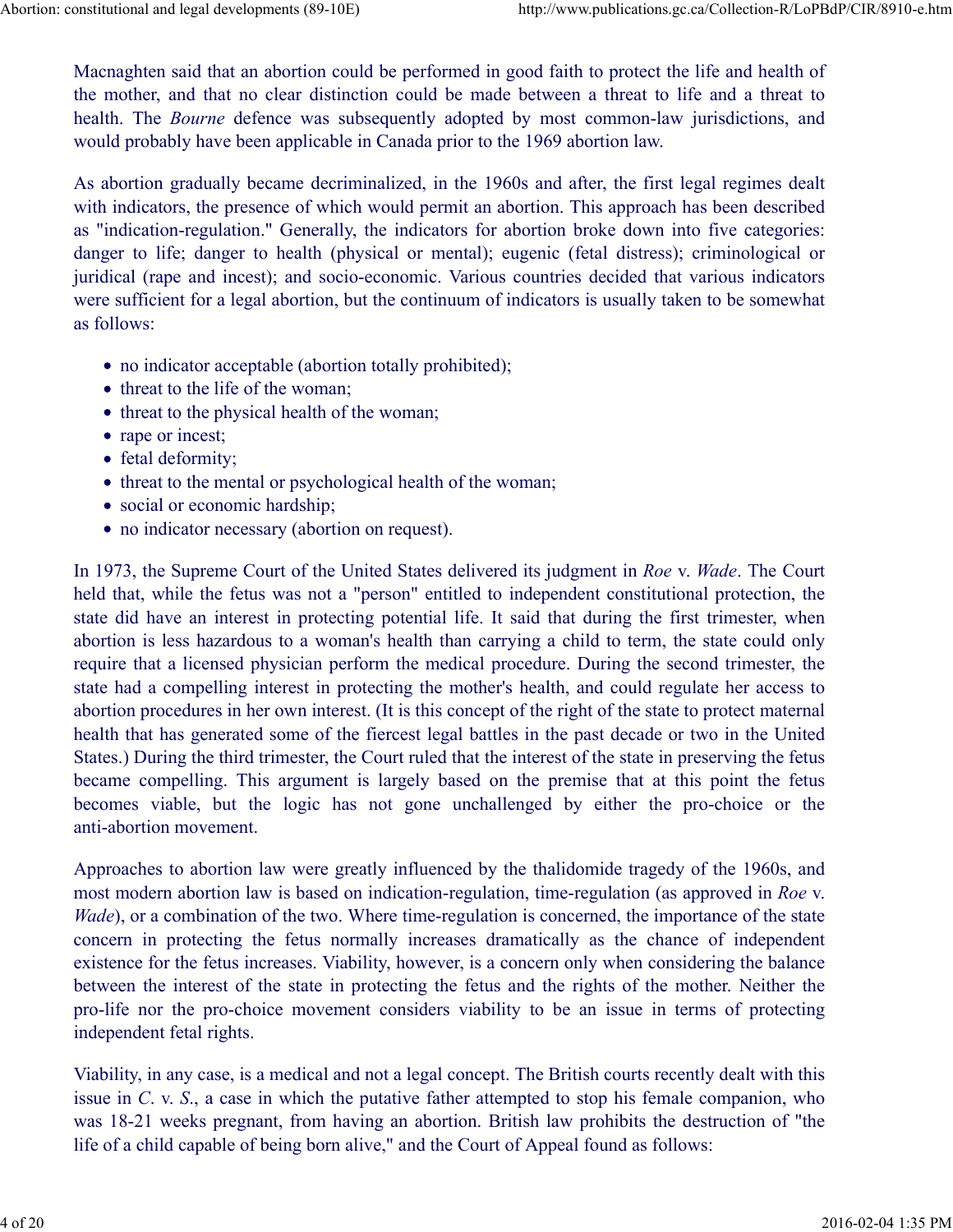Macnaghten said that an abortion could be performed in good faith to protect the life and health of the mother, and that no clear distinction could be made between a threat to life and a threat to health. The *Bourne* defence was subsequently adopted by most common-law jurisdictions, and would probably have been applicable in Canada prior to the 1969 abortion law.

As abortion gradually became decriminalized, in the 1960s and after, the first legal regimes dealt with indicators, the presence of which would permit an abortion. This approach has been described as "indication-regulation." Generally, the indicators for abortion broke down into five categories: danger to life; danger to health (physical or mental); eugenic (fetal distress); criminological or juridical (rape and incest); and socio-economic. Various countries decided that various indicators were sufficient for a legal abortion, but the continuum of indicators is usually taken to be somewhat as follows:

- no indicator acceptable (abortion totally prohibited);
- threat to the life of the woman;
- threat to the physical health of the woman;
- rape or incest;
- fetal deformity;
- threat to the mental or psychological health of the woman;
- social or economic hardship;
- no indicator necessary (abortion on request).

In 1973, the Supreme Court of the United States delivered its judgment in *Roe* v. *Wade*. The Court held that, while the fetus was not a "person" entitled to independent constitutional protection, the state did have an interest in protecting potential life. It said that during the first trimester, when abortion is less hazardous to a woman's health than carrying a child to term, the state could only require that a licensed physician perform the medical procedure. During the second trimester, the state had a compelling interest in protecting the mother's health, and could regulate her access to abortion procedures in her own interest. (It is this concept of the right of the state to protect maternal health that has generated some of the fiercest legal battles in the past decade or two in the United States.) During the third trimester, the Court ruled that the interest of the state in preserving the fetus became compelling. This argument is largely based on the premise that at this point the fetus becomes viable, but the logic has not gone unchallenged by either the pro-choice or the anti-abortion movement.

Approaches to abortion law were greatly influenced by the thalidomide tragedy of the 1960s, and most modern abortion law is based on indication-regulation, time-regulation (as approved in *Roe* v. *Wade*), or a combination of the two. Where time-regulation is concerned, the importance of the state concern in protecting the fetus normally increases dramatically as the chance of independent existence for the fetus increases. Viability, however, is a concern only when considering the balance between the interest of the state in protecting the fetus and the rights of the mother. Neither the pro-life nor the pro-choice movement considers viability to be an issue in terms of protecting independent fetal rights.

Viability, in any case, is a medical and not a legal concept. The British courts recently dealt with this issue in *C.* v. *S.*, a case in which the putative father attempted to stop his female companion, who was 18-21 weeks pregnant, from having an abortion. British law prohibits the destruction of "the life of a child capable of being born alive," and the Court of Appeal found as follows: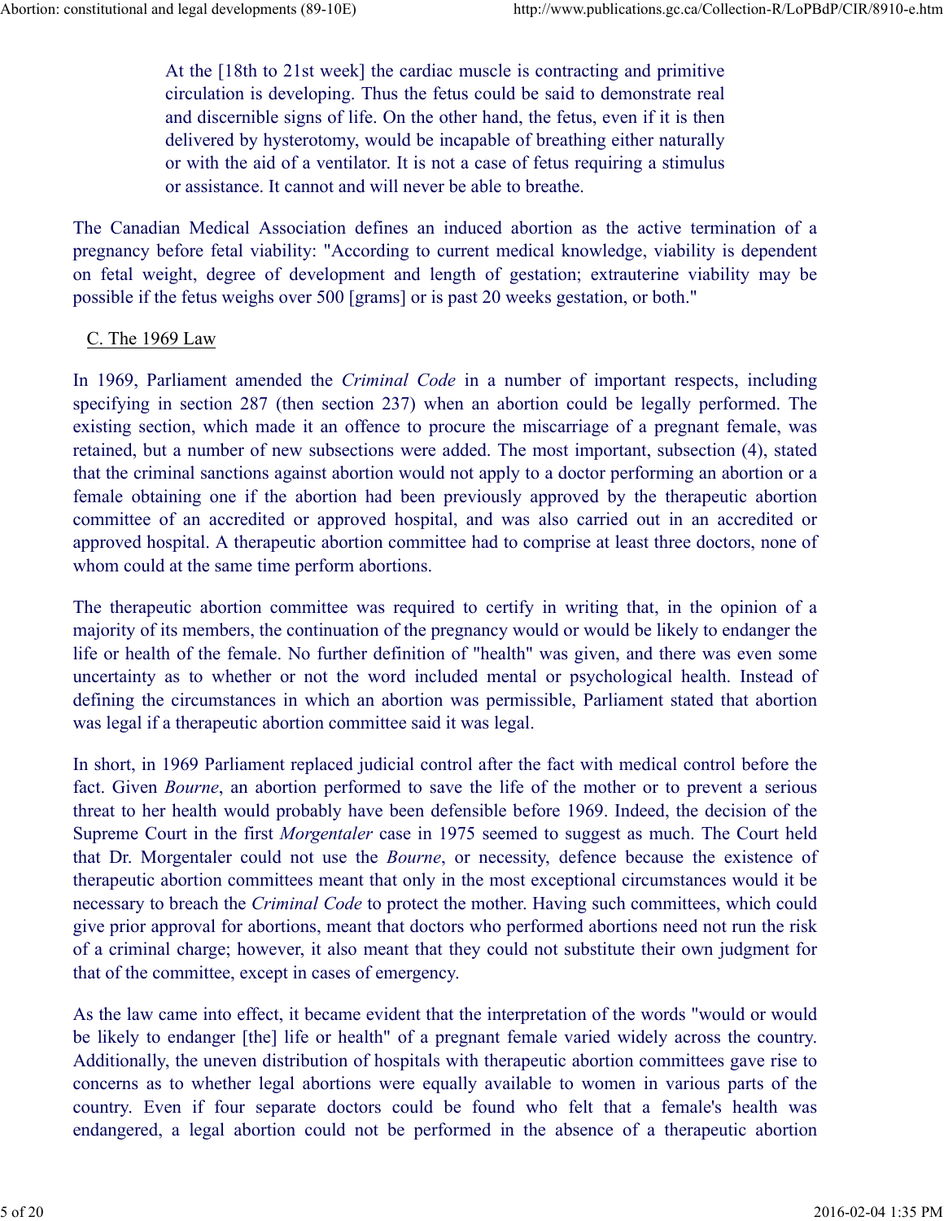> At the [18th to 21st week] the cardiac muscle is contracting and primitive circulation is developing. Thus the fetus could be said to demonstrate real and discernible signs of life. On the other hand, the fetus, even if it is then delivered by hysterotomy, would be incapable of breathing either naturally or with the aid of a ventilator. It is not a case of fetus requiring a stimulus or assistance. It cannot and will never be able to breathe.

The Canadian Medical Association defines an induced abortion as the active termination of a pregnancy before fetal viability: "According to current medical knowledge, viability is dependent on fetal weight, degree of development and length of gestation; extrauterine viability may be possible if the fetus weighs over 500 [grams] or is past 20 weeks gestation, or both."

## C. The 1969 Law

In 1969, Parliament amended the *Criminal Code* in a number of important respects, including specifying in section 287 (then section 237) when an abortion could be legally performed. The existing section, which made it an offence to procure the miscarriage of a pregnant female, was retained, but a number of new subsections were added. The most important, subsection (4), stated that the criminal sanctions against abortion would not apply to a doctor performing an abortion or a female obtaining one if the abortion had been previously approved by the therapeutic abortion committee of an accredited or approved hospital, and was also carried out in an accredited or approved hospital. A therapeutic abortion committee had to comprise at least three doctors, none of whom could at the same time perform abortions.

The therapeutic abortion committee was required to certify in writing that, in the opinion of a majority of its members, the continuation of the pregnancy would or would be likely to endanger the life or health of the female. No further definition of "health" was given, and there was even some uncertainty as to whether or not the word included mental or psychological health. Instead of defining the circumstances in which an abortion was permissible, Parliament stated that abortion was legal if a therapeutic abortion committee said it was legal.

In short, in 1969 Parliament replaced judicial control after the fact with medical control before the fact. Given *Bourne*, an abortion performed to save the life of the mother or to prevent a serious threat to her health would probably have been defensible before 1969. Indeed, the decision of the Supreme Court in the first *Morgentaler* case in 1975 seemed to suggest as much. The Court held that Dr. Morgentaler could not use the *Bourne*, or necessity, defence because the existence of therapeutic abortion committees meant that only in the most exceptional circumstances would it be necessary to breach the *Criminal Code* to protect the mother. Having such committees, which could give prior approval for abortions, meant that doctors who performed abortions need not run the risk of a criminal charge; however, it also meant that they could not substitute their own judgment for that of the committee, except in cases of emergency.

As the law came into effect, it became evident that the interpretation of the words "would or would be likely to endanger [the] life or health" of a pregnant female varied widely across the country. Additionally, the uneven distribution of hospitals with therapeutic abortion committees gave rise to concerns as to whether legal abortions were equally available to women in various parts of the country. Even if four separate doctors could be found who felt that a female's health was endangered, a legal abortion could not be performed in the absence of a therapeutic abortion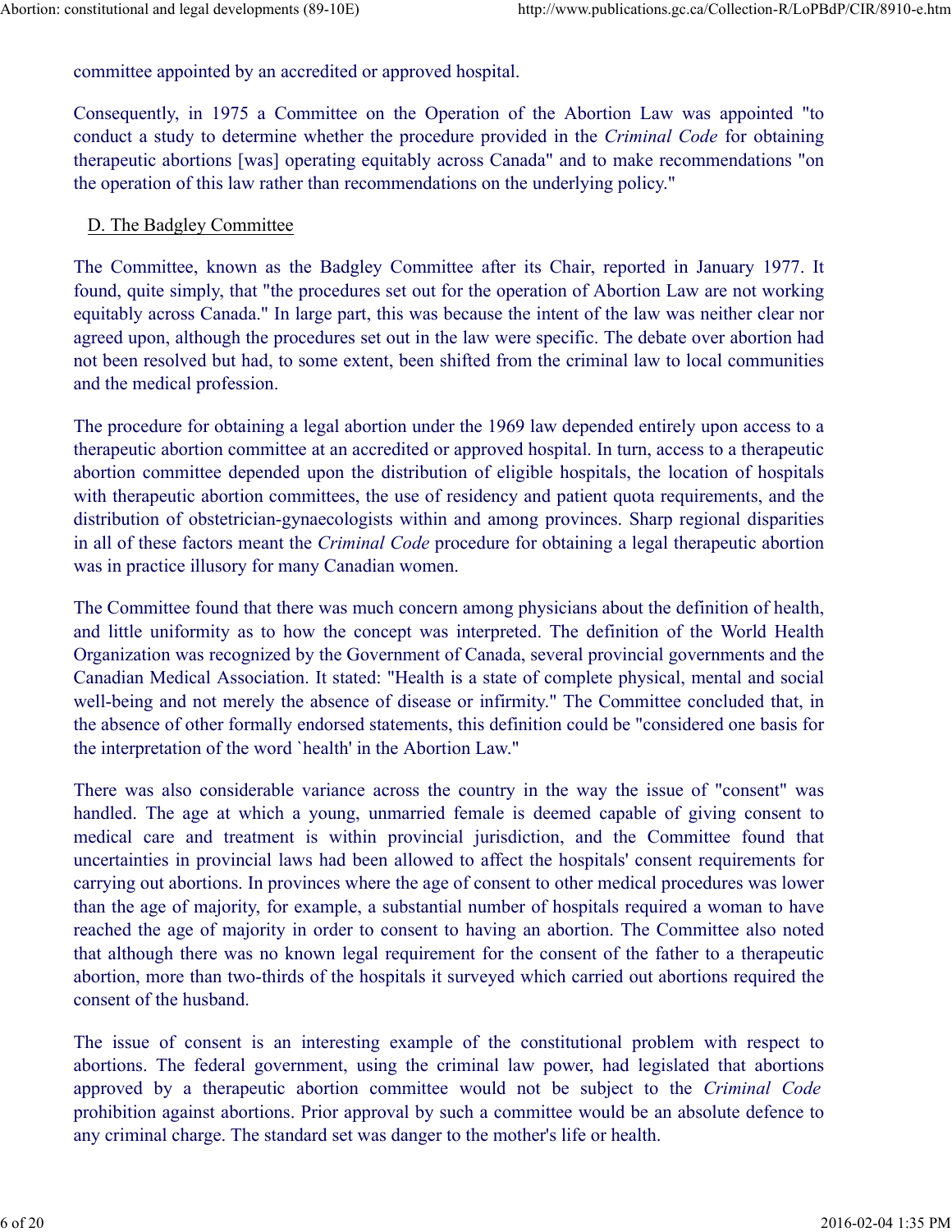committee appointed by an accredited or approved hospital.

Consequently, in 1975 a Committee on the Operation of the Abortion Law was appointed "to conduct a study to determine whether the procedure provided in the *Criminal Code* for obtaining therapeutic abortions [was] operating equitably across Canada" and to make recommendations "on the operation of this law rather than recommendations on the underlying policy."

## D. The Badgley Committee

The Committee, known as the Badgley Committee after its Chair, reported in January 1977. It found, quite simply, that "the procedures set out for the operation of Abortion Law are not working equitably across Canada." In large part, this was because the intent of the law was neither clear nor agreed upon, although the procedures set out in the law were specific. The debate over abortion had not been resolved but had, to some extent, been shifted from the criminal law to local communities and the medical profession.

The procedure for obtaining a legal abortion under the 1969 law depended entirely upon access to a therapeutic abortion committee at an accredited or approved hospital. In turn, access to a therapeutic abortion committee depended upon the distribution of eligible hospitals, the location of hospitals with therapeutic abortion committees, the use of residency and patient quota requirements, and the distribution of obstetrician-gynaecologists within and among provinces. Sharp regional disparities in all of these factors meant the *Criminal Code* procedure for obtaining a legal therapeutic abortion was in practice illusory for many Canadian women.

The Committee found that there was much concern among physicians about the definition of health, and little uniformity as to how the concept was interpreted. The definition of the World Health Organization was recognized by the Government of Canada, several provincial governments and the Canadian Medical Association. It stated: "Health is a state of complete physical, mental and social well-being and not merely the absence of disease or infirmity." The Committee concluded that, in the absence of other formally endorsed statements, this definition could be "considered one basis for the interpretation of the word `health' in the Abortion Law."

There was also considerable variance across the country in the way the issue of "consent" was handled. The age at which a young, unmarried female is deemed capable of giving consent to medical care and treatment is within provincial jurisdiction, and the Committee found that uncertainties in provincial laws had been allowed to affect the hospitals' consent requirements for carrying out abortions. In provinces where the age of consent to other medical procedures was lower than the age of majority, for example, a substantial number of hospitals required a woman to have reached the age of majority in order to consent to having an abortion. The Committee also noted that although there was no known legal requirement for the consent of the father to a therapeutic abortion, more than two-thirds of the hospitals it surveyed which carried out abortions required the consent of the husband.

The issue of consent is an interesting example of the constitutional problem with respect to abortions. The federal government, using the criminal law power, had legislated that abortions approved by a therapeutic abortion committee would not be subject to the *Criminal Code* prohibition against abortions. Prior approval by such a committee would be an absolute defence to any criminal charge. The standard set was danger to the mother's life or health.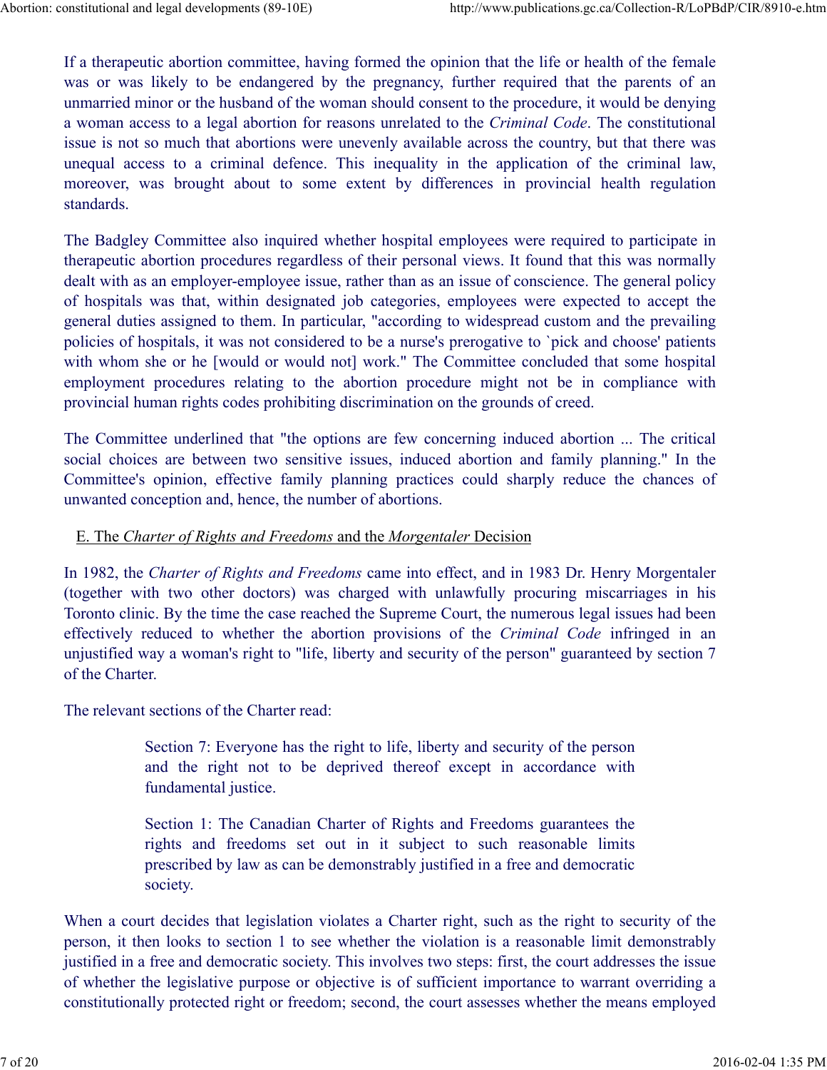If a therapeutic abortion committee, having formed the opinion that the life or health of the female was or was likely to be endangered by the pregnancy, further required that the parents of an unmarried minor or the husband of the woman should consent to the procedure, it would be denying a woman access to a legal abortion for reasons unrelated to the *Criminal Code*. The constitutional issue is not so much that abortions were unevenly available across the country, but that there was unequal access to a criminal defence. This inequality in the application of the criminal law, moreover, was brought about to some extent by differences in provincial health regulation standards.

The Badgley Committee also inquired whether hospital employees were required to participate in therapeutic abortion procedures regardless of their personal views. It found that this was normally dealt with as an employer-employee issue, rather than as an issue of conscience. The general policy of hospitals was that, within designated job categories, employees were expected to accept the general duties assigned to them. In particular, "according to widespread custom and the prevailing policies of hospitals, it was not considered to be a nurse's prerogative to `pick and choose' patients with whom she or he [would or would not] work." The Committee concluded that some hospital employment procedures relating to the abortion procedure might not be in compliance with provincial human rights codes prohibiting discrimination on the grounds of creed.

The Committee underlined that "the options are few concerning induced abortion ... The critical social choices are between two sensitive issues, induced abortion and family planning." In the Committee's opinion, effective family planning practices could sharply reduce the chances of unwanted conception and, hence, the number of abortions.

### E. The *Charter of Rights and Freedoms* and the *Morgentaler* Decision

In 1982, the *Charter of Rights and Freedoms* came into effect, and in 1983 Dr. Henry Morgentaler (together with two other doctors) was charged with unlawfully procuring miscarriages in his Toronto clinic. By the time the case reached the Supreme Court, the numerous legal issues had been effectively reduced to whether the abortion provisions of the *Criminal Code* infringed in an unjustified way a woman's right to "life, liberty and security of the person" guaranteed by section 7 of the Charter.

The relevant sections of the Charter read:

> Section 7: Everyone has the right to life, liberty and security of the person and the right not to be deprived thereof except in accordance with fundamental justice.
>
> Section 1: The Canadian Charter of Rights and Freedoms guarantees the rights and freedoms set out in it subject to such reasonable limits prescribed by law as can be demonstrably justified in a free and democratic society.

When a court decides that legislation violates a Charter right, such as the right to security of the person, it then looks to section 1 to see whether the violation is a reasonable limit demonstrably justified in a free and democratic society. This involves two steps: first, the court addresses the issue of whether the legislative purpose or objective is of sufficient importance to warrant overriding a constitutionally protected right or freedom; second, the court assesses whether the means employed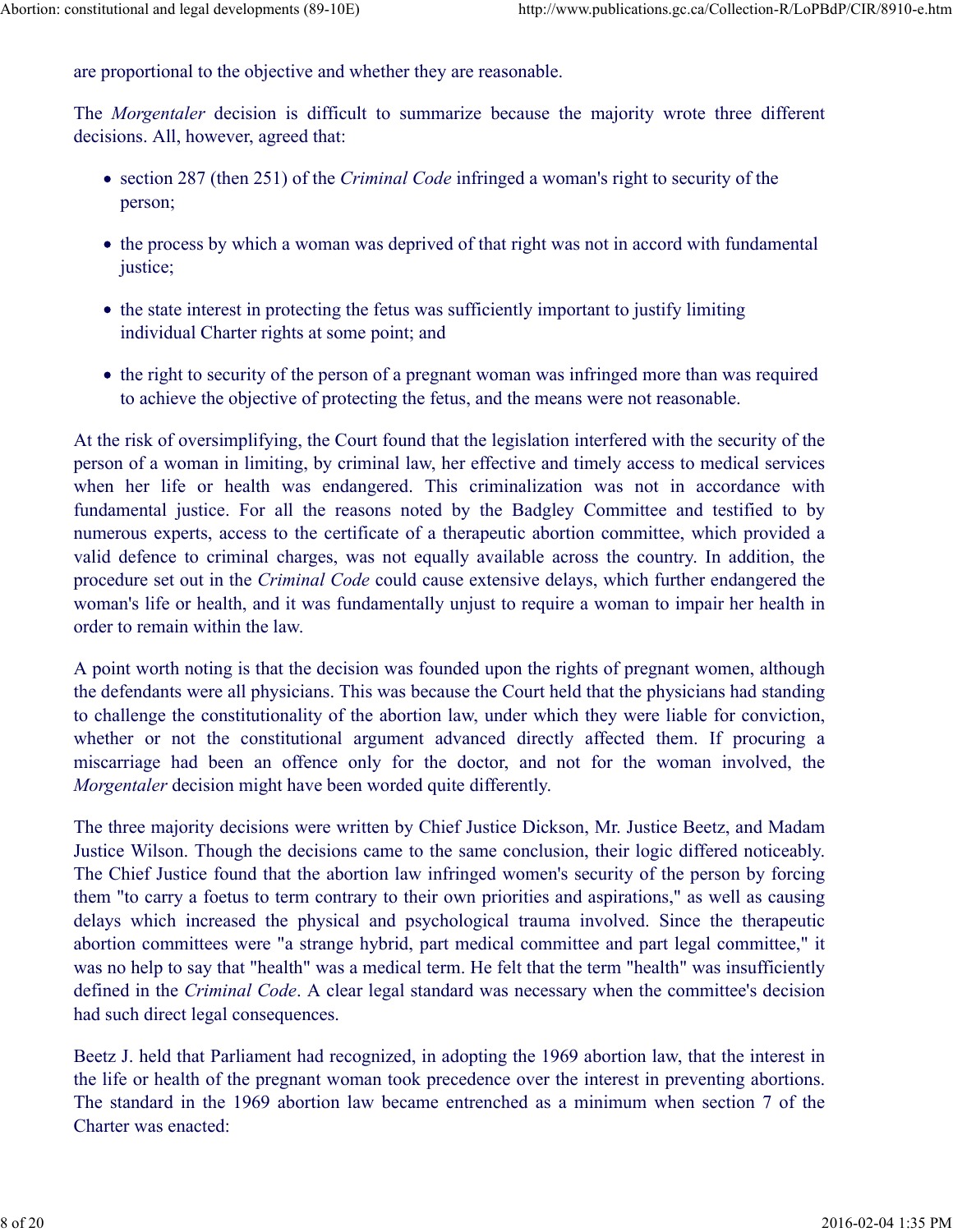are proportional to the objective and whether they are reasonable.

The *Morgentaler* decision is difficult to summarize because the majority wrote three different decisions. All, however, agreed that:

- section 287 (then 251) of the *Criminal Code* infringed a woman's right to security of the person;
- the process by which a woman was deprived of that right was not in accord with fundamental justice;
- the state interest in protecting the fetus was sufficiently important to justify limiting individual Charter rights at some point; and
- the right to security of the person of a pregnant woman was infringed more than was required to achieve the objective of protecting the fetus, and the means were not reasonable.

At the risk of oversimplifying, the Court found that the legislation interfered with the security of the person of a woman in limiting, by criminal law, her effective and timely access to medical services when her life or health was endangered. This criminalization was not in accordance with fundamental justice. For all the reasons noted by the Badgley Committee and testified to by numerous experts, access to the certificate of a therapeutic abortion committee, which provided a valid defence to criminal charges, was not equally available across the country. In addition, the procedure set out in the *Criminal Code* could cause extensive delays, which further endangered the woman's life or health, and it was fundamentally unjust to require a woman to impair her health in order to remain within the law.

A point worth noting is that the decision was founded upon the rights of pregnant women, although the defendants were all physicians. This was because the Court held that the physicians had standing to challenge the constitutionality of the abortion law, under which they were liable for conviction, whether or not the constitutional argument advanced directly affected them. If procuring a miscarriage had been an offence only for the doctor, and not for the woman involved, the *Morgentaler* decision might have been worded quite differently.

The three majority decisions were written by Chief Justice Dickson, Mr. Justice Beetz, and Madam Justice Wilson. Though the decisions came to the same conclusion, their logic differed noticeably. The Chief Justice found that the abortion law infringed women's security of the person by forcing them "to carry a foetus to term contrary to their own priorities and aspirations," as well as causing delays which increased the physical and psychological trauma involved. Since the therapeutic abortion committees were "a strange hybrid, part medical committee and part legal committee," it was no help to say that "health" was a medical term. He felt that the term "health" was insufficiently defined in the *Criminal Code*. A clear legal standard was necessary when the committee's decision had such direct legal consequences.

Beetz J. held that Parliament had recognized, in adopting the 1969 abortion law, that the interest in the life or health of the pregnant woman took precedence over the interest in preventing abortions. The standard in the 1969 abortion law became entrenched as a minimum when section 7 of the Charter was enacted: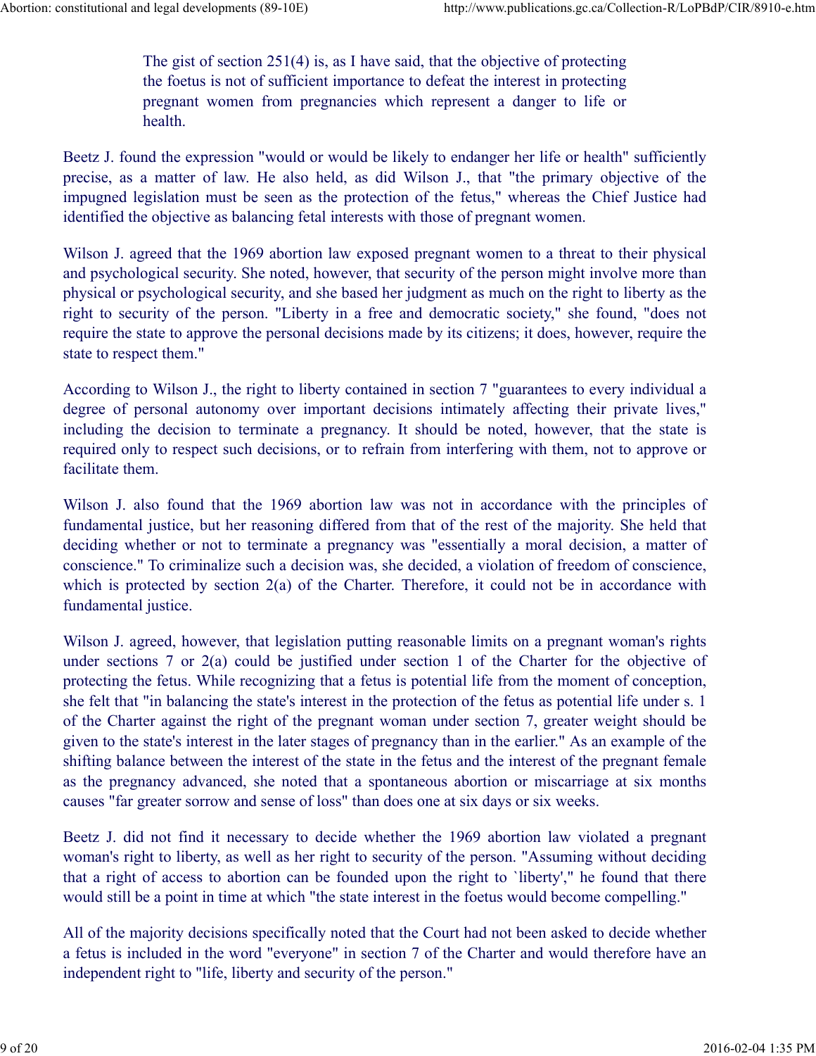> The gist of section 251(4) is, as I have said, that the objective of protecting the foetus is not of sufficient importance to defeat the interest in protecting pregnant women from pregnancies which represent a danger to life or health.

Beetz J. found the expression "would or would be likely to endanger her life or health" sufficiently precise, as a matter of law. He also held, as did Wilson J., that "the primary objective of the impugned legislation must be seen as the protection of the fetus," whereas the Chief Justice had identified the objective as balancing fetal interests with those of pregnant women.

Wilson J. agreed that the 1969 abortion law exposed pregnant women to a threat to their physical and psychological security. She noted, however, that security of the person might involve more than physical or psychological security, and she based her judgment as much on the right to liberty as the right to security of the person. "Liberty in a free and democratic society," she found, "does not require the state to approve the personal decisions made by its citizens; it does, however, require the state to respect them."

According to Wilson J., the right to liberty contained in section 7 "guarantees to every individual a degree of personal autonomy over important decisions intimately affecting their private lives," including the decision to terminate a pregnancy. It should be noted, however, that the state is required only to respect such decisions, or to refrain from interfering with them, not to approve or facilitate them.

Wilson J. also found that the 1969 abortion law was not in accordance with the principles of fundamental justice, but her reasoning differed from that of the rest of the majority. She held that deciding whether or not to terminate a pregnancy was "essentially a moral decision, a matter of conscience." To criminalize such a decision was, she decided, a violation of freedom of conscience, which is protected by section 2(a) of the Charter. Therefore, it could not be in accordance with fundamental justice.

Wilson J. agreed, however, that legislation putting reasonable limits on a pregnant woman's rights under sections 7 or 2(a) could be justified under section 1 of the Charter for the objective of protecting the fetus. While recognizing that a fetus is potential life from the moment of conception, she felt that "in balancing the state's interest in the protection of the fetus as potential life under s. 1 of the Charter against the right of the pregnant woman under section 7, greater weight should be given to the state's interest in the later stages of pregnancy than in the earlier." As an example of the shifting balance between the interest of the state in the fetus and the interest of the pregnant female as the pregnancy advanced, she noted that a spontaneous abortion or miscarriage at six months causes "far greater sorrow and sense of loss" than does one at six days or six weeks.

Beetz J. did not find it necessary to decide whether the 1969 abortion law violated a pregnant woman's right to liberty, as well as her right to security of the person. "Assuming without deciding that a right of access to abortion can be founded upon the right to `liberty'," he found that there would still be a point in time at which "the state interest in the foetus would become compelling."

All of the majority decisions specifically noted that the Court had not been asked to decide whether a fetus is included in the word "everyone" in section 7 of the Charter and would therefore have an independent right to "life, liberty and security of the person."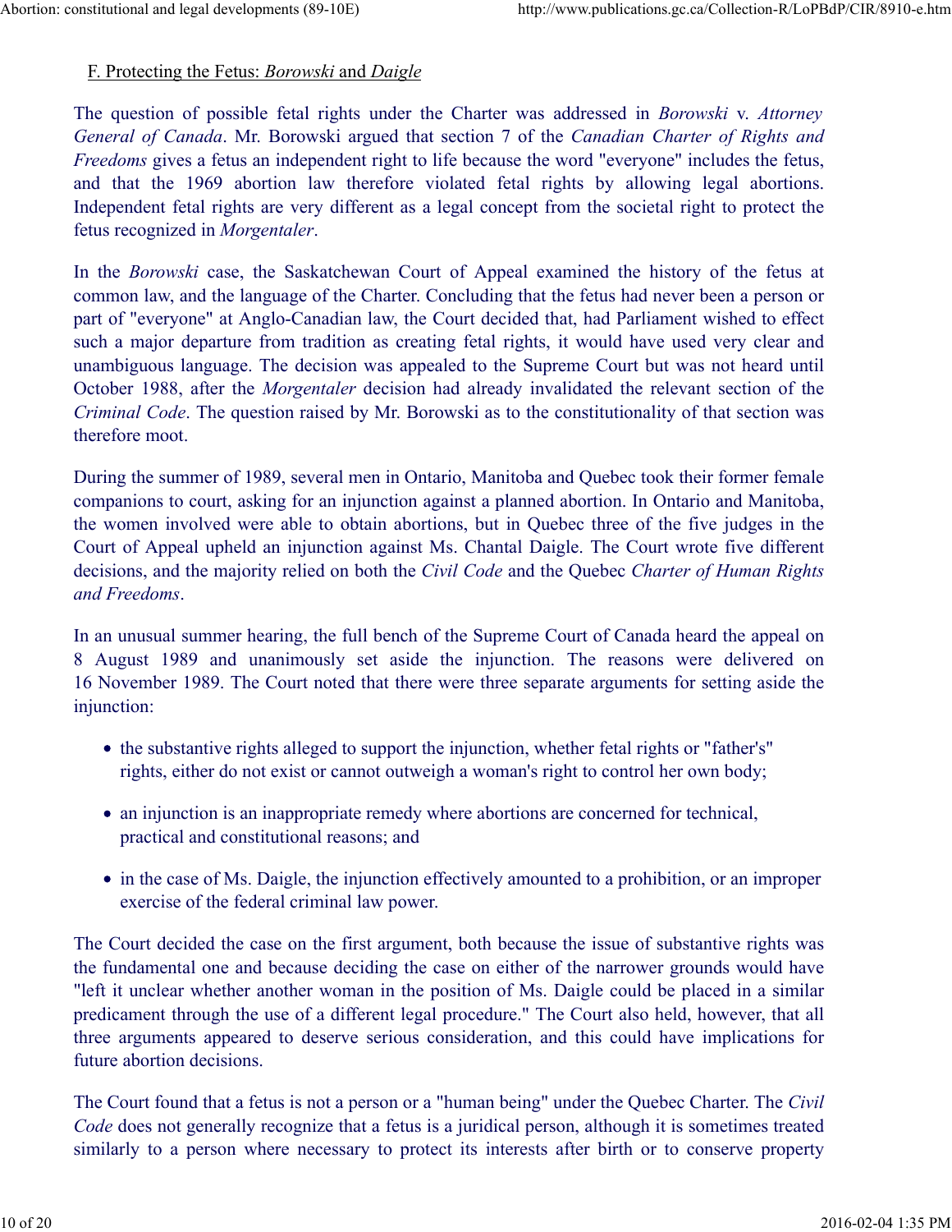## F. Protecting the Fetus: *Borowski* and *Daigle*

The question of possible fetal rights under the Charter was addressed in *Borowski* v. *Attorney General of Canada*. Mr. Borowski argued that section 7 of the *Canadian Charter of Rights and Freedoms* gives a fetus an independent right to life because the word "everyone" includes the fetus, and that the 1969 abortion law therefore violated fetal rights by allowing legal abortions. Independent fetal rights are very different as a legal concept from the societal right to protect the fetus recognized in *Morgentaler*.

In the *Borowski* case, the Saskatchewan Court of Appeal examined the history of the fetus at common law, and the language of the Charter. Concluding that the fetus had never been a person or part of "everyone" at Anglo-Canadian law, the Court decided that, had Parliament wished to effect such a major departure from tradition as creating fetal rights, it would have used very clear and unambiguous language. The decision was appealed to the Supreme Court but was not heard until October 1988, after the *Morgentaler* decision had already invalidated the relevant section of the *Criminal Code*. The question raised by Mr. Borowski as to the constitutionality of that section was therefore moot.

During the summer of 1989, several men in Ontario, Manitoba and Quebec took their former female companions to court, asking for an injunction against a planned abortion. In Ontario and Manitoba, the women involved were able to obtain abortions, but in Quebec three of the five judges in the Court of Appeal upheld an injunction against Ms. Chantal Daigle. The Court wrote five different decisions, and the majority relied on both the *Civil Code* and the Quebec *Charter of Human Rights and Freedoms*.

In an unusual summer hearing, the full bench of the Supreme Court of Canada heard the appeal on 8 August 1989 and unanimously set aside the injunction. The reasons were delivered on 16 November 1989. The Court noted that there were three separate arguments for setting aside the injunction:

- the substantive rights alleged to support the injunction, whether fetal rights or "father's" rights, either do not exist or cannot outweigh a woman's right to control her own body;
- an injunction is an inappropriate remedy where abortions are concerned for technical, practical and constitutional reasons; and
- in the case of Ms. Daigle, the injunction effectively amounted to a prohibition, or an improper exercise of the federal criminal law power.

The Court decided the case on the first argument, both because the issue of substantive rights was the fundamental one and because deciding the case on either of the narrower grounds would have "left it unclear whether another woman in the position of Ms. Daigle could be placed in a similar predicament through the use of a different legal procedure." The Court also held, however, that all three arguments appeared to deserve serious consideration, and this could have implications for future abortion decisions.

The Court found that a fetus is not a person or a "human being" under the Quebec Charter. The *Civil Code* does not generally recognize that a fetus is a juridical person, although it is sometimes treated similarly to a person where necessary to protect its interests after birth or to conserve property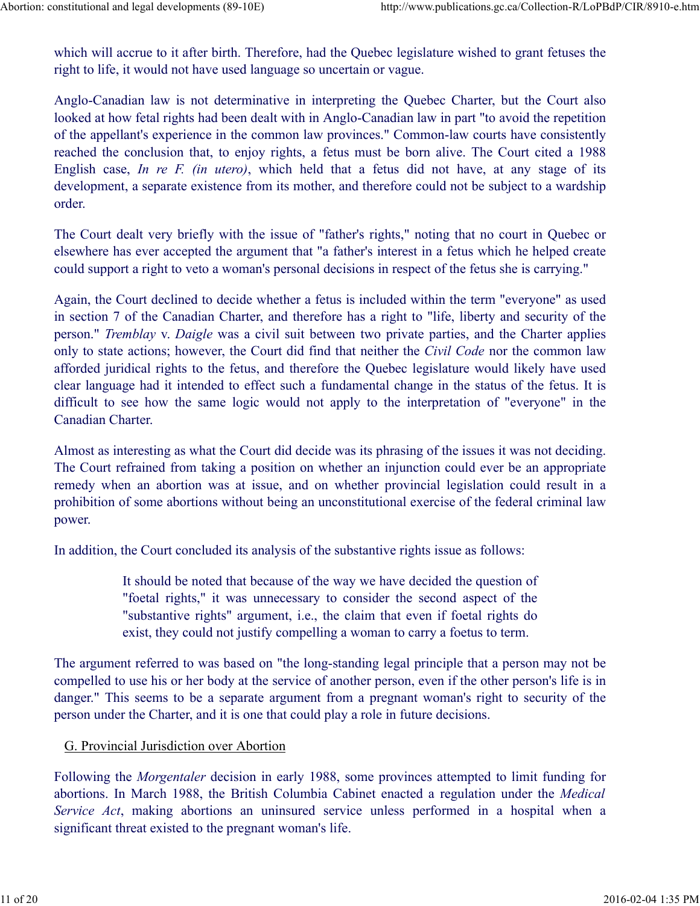which will accrue to it after birth. Therefore, had the Quebec legislature wished to grant fetuses the right to life, it would not have used language so uncertain or vague.

Anglo-Canadian law is not determinative in interpreting the Quebec Charter, but the Court also looked at how fetal rights had been dealt with in Anglo-Canadian law in part "to avoid the repetition of the appellant's experience in the common law provinces." Common-law courts have consistently reached the conclusion that, to enjoy rights, a fetus must be born alive. The Court cited a 1988 English case, *In re F. (in utero)*, which held that a fetus did not have, at any stage of its development, a separate existence from its mother, and therefore could not be subject to a wardship order.

The Court dealt very briefly with the issue of "father's rights," noting that no court in Quebec or elsewhere has ever accepted the argument that "a father's interest in a fetus which he helped create could support a right to veto a woman's personal decisions in respect of the fetus she is carrying."

Again, the Court declined to decide whether a fetus is included within the term "everyone" as used in section 7 of the Canadian Charter, and therefore has a right to "life, liberty and security of the person." *Tremblay* v. *Daigle* was a civil suit between two private parties, and the Charter applies only to state actions; however, the Court did find that neither the *Civil Code* nor the common law afforded juridical rights to the fetus, and therefore the Quebec legislature would likely have used clear language had it intended to effect such a fundamental change in the status of the fetus. It is difficult to see how the same logic would not apply to the interpretation of "everyone" in the Canadian Charter.

Almost as interesting as what the Court did decide was its phrasing of the issues it was not deciding. The Court refrained from taking a position on whether an injunction could ever be an appropriate remedy when an abortion was at issue, and on whether provincial legislation could result in a prohibition of some abortions without being an unconstitutional exercise of the federal criminal law power.

In addition, the Court concluded its analysis of the substantive rights issue as follows:

> It should be noted that because of the way we have decided the question of "foetal rights," it was unnecessary to consider the second aspect of the "substantive rights" argument, i.e., the claim that even if foetal rights do exist, they could not justify compelling a woman to carry a foetus to term.

The argument referred to was based on "the long-standing legal principle that a person may not be compelled to use his or her body at the service of another person, even if the other person's life is in danger." This seems to be a separate argument from a pregnant woman's right to security of the person under the Charter, and it is one that could play a role in future decisions.

## G. Provincial Jurisdiction over Abortion

Following the *Morgentaler* decision in early 1988, some provinces attempted to limit funding for abortions. In March 1988, the British Columbia Cabinet enacted a regulation under the *Medical Service Act*, making abortions an uninsured service unless performed in a hospital when a significant threat existed to the pregnant woman's life.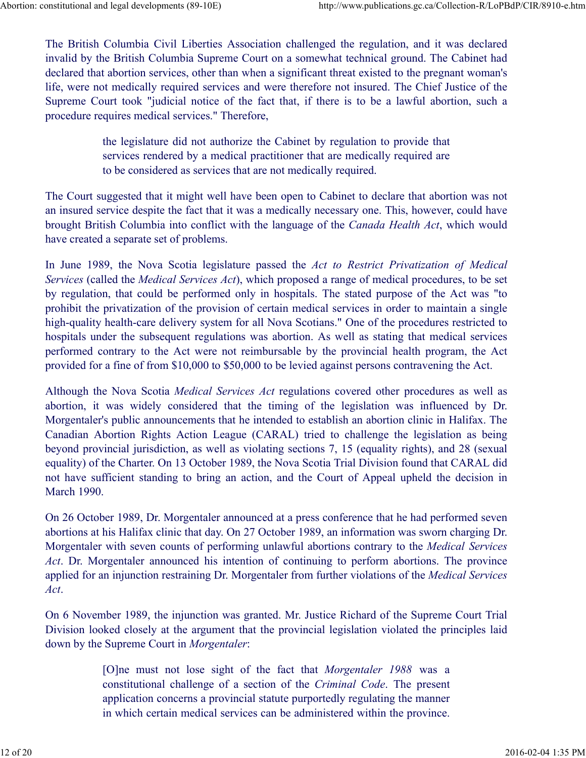The British Columbia Civil Liberties Association challenged the regulation, and it was declared invalid by the British Columbia Supreme Court on a somewhat technical ground. The Cabinet had declared that abortion services, other than when a significant threat existed to the pregnant woman's life, were not medically required services and were therefore not insured. The Chief Justice of the Supreme Court took "judicial notice of the fact that, if there is to be a lawful abortion, such a procedure requires medical services." Therefore,

> the legislature did not authorize the Cabinet by regulation to provide that services rendered by a medical practitioner that are medically required are to be considered as services that are not medically required.

The Court suggested that it might well have been open to Cabinet to declare that abortion was not an insured service despite the fact that it was a medically necessary one. This, however, could have brought British Columbia into conflict with the language of the *Canada Health Act*, which would have created a separate set of problems.

In June 1989, the Nova Scotia legislature passed the *Act to Restrict Privatization of Medical Services* (called the *Medical Services Act*), which proposed a range of medical procedures, to be set by regulation, that could be performed only in hospitals. The stated purpose of the Act was "to prohibit the privatization of the provision of certain medical services in order to maintain a single high-quality health-care delivery system for all Nova Scotians." One of the procedures restricted to hospitals under the subsequent regulations was abortion. As well as stating that medical services performed contrary to the Act were not reimbursable by the provincial health program, the Act provided for a fine of from $10,000 to $50,000 to be levied against persons contravening the Act.

Although the Nova Scotia *Medical Services Act* regulations covered other procedures as well as abortion, it was widely considered that the timing of the legislation was influenced by Dr. Morgentaler's public announcements that he intended to establish an abortion clinic in Halifax. The Canadian Abortion Rights Action League (CARAL) tried to challenge the legislation as being beyond provincial jurisdiction, as well as violating sections 7, 15 (equality rights), and 28 (sexual equality) of the Charter. On 13 October 1989, the Nova Scotia Trial Division found that CARAL did not have sufficient standing to bring an action, and the Court of Appeal upheld the decision in March 1990.

On 26 October 1989, Dr. Morgentaler announced at a press conference that he had performed seven abortions at his Halifax clinic that day. On 27 October 1989, an information was sworn charging Dr. Morgentaler with seven counts of performing unlawful abortions contrary to the *Medical Services Act*. Dr. Morgentaler announced his intention of continuing to perform abortions. The province applied for an injunction restraining Dr. Morgentaler from further violations of the *Medical Services Act*.

On 6 November 1989, the injunction was granted. Mr. Justice Richard of the Supreme Court Trial Division looked closely at the argument that the provincial legislation violated the principles laid down by the Supreme Court in *Morgentaler*:

> [O]ne must not lose sight of the fact that *Morgentaler 1988* was a constitutional challenge of a section of the *Criminal Code*. The present application concerns a provincial statute purportedly regulating the manner in which certain medical services can be administered within the province.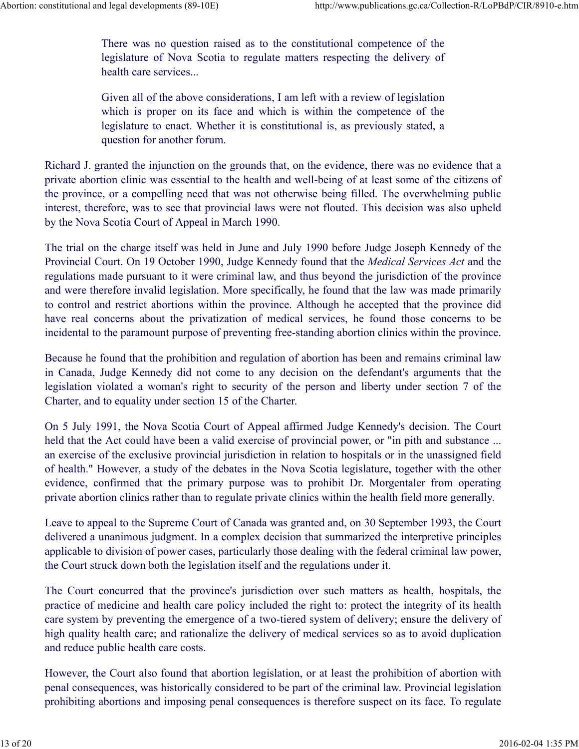> There was no question raised as to the constitutional competence of the legislature of Nova Scotia to regulate matters respecting the delivery of health care services...
>
> Given all of the above considerations, I am left with a review of legislation which is proper on its face and which is within the competence of the legislature to enact. Whether it is constitutional is, as previously stated, a question for another forum.

Richard J. granted the injunction on the grounds that, on the evidence, there was no evidence that a private abortion clinic was essential to the health and well-being of at least some of the citizens of the province, or a compelling need that was not otherwise being filled. The overwhelming public interest, therefore, was to see that provincial laws were not flouted. This decision was also upheld by the Nova Scotia Court of Appeal in March 1990.

The trial on the charge itself was held in June and July 1990 before Judge Joseph Kennedy of the Provincial Court. On 19 October 1990, Judge Kennedy found that the *Medical Services Act* and the regulations made pursuant to it were criminal law, and thus beyond the jurisdiction of the province and were therefore invalid legislation. More specifically, he found that the law was made primarily to control and restrict abortions within the province. Although he accepted that the province did have real concerns about the privatization of medical services, he found those concerns to be incidental to the paramount purpose of preventing free-standing abortion clinics within the province.

Because he found that the prohibition and regulation of abortion has been and remains criminal law in Canada, Judge Kennedy did not come to any decision on the defendant's arguments that the legislation violated a woman's right to security of the person and liberty under section 7 of the Charter, and to equality under section 15 of the Charter.

On 5 July 1991, the Nova Scotia Court of Appeal affirmed Judge Kennedy's decision. The Court held that the Act could have been a valid exercise of provincial power, or "in pith and substance ... an exercise of the exclusive provincial jurisdiction in relation to hospitals or in the unassigned field of health." However, a study of the debates in the Nova Scotia legislature, together with the other evidence, confirmed that the primary purpose was to prohibit Dr. Morgentaler from operating private abortion clinics rather than to regulate private clinics within the health field more generally.

Leave to appeal to the Supreme Court of Canada was granted and, on 30 September 1993, the Court delivered a unanimous judgment. In a complex decision that summarized the interpretive principles applicable to division of power cases, particularly those dealing with the federal criminal law power, the Court struck down both the legislation itself and the regulations under it.

The Court concurred that the province's jurisdiction over such matters as health, hospitals, the practice of medicine and health care policy included the right to: protect the integrity of its health care system by preventing the emergence of a two-tiered system of delivery; ensure the delivery of high quality health care; and rationalize the delivery of medical services so as to avoid duplication and reduce public health care costs.

However, the Court also found that abortion legislation, or at least the prohibition of abortion with penal consequences, was historically considered to be part of the criminal law. Provincial legislation prohibiting abortions and imposing penal consequences is therefore suspect on its face. To regulate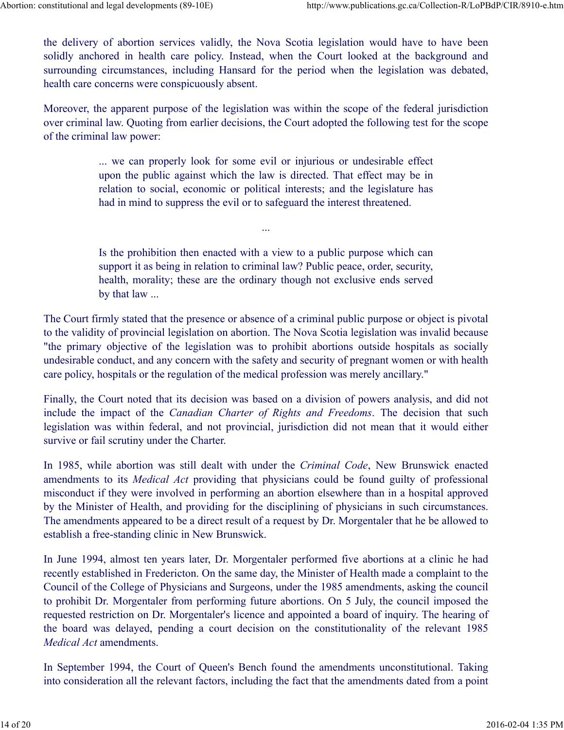the delivery of abortion services validly, the Nova Scotia legislation would have to have been solidly anchored in health care policy. Instead, when the Court looked at the background and surrounding circumstances, including Hansard for the period when the legislation was debated, health care concerns were conspicuously absent.

Moreover, the apparent purpose of the legislation was within the scope of the federal jurisdiction over criminal law. Quoting from earlier decisions, the Court adopted the following test for the scope of the criminal law power:

> ... we can properly look for some evil or injurious or undesirable effect upon the public against which the law is directed. That effect may be in relation to social, economic or political interests; and the legislature has had in mind to suppress the evil or to safeguard the interest threatened.
>
> ...
>
> Is the prohibition then enacted with a view to a public purpose which can support it as being in relation to criminal law? Public peace, order, security, health, morality; these are the ordinary though not exclusive ends served by that law ...

The Court firmly stated that the presence or absence of a criminal public purpose or object is pivotal to the validity of provincial legislation on abortion. The Nova Scotia legislation was invalid because "the primary objective of the legislation was to prohibit abortions outside hospitals as socially undesirable conduct, and any concern with the safety and security of pregnant women or with health care policy, hospitals or the regulation of the medical profession was merely ancillary."

Finally, the Court noted that its decision was based on a division of powers analysis, and did not include the impact of the *Canadian Charter of Rights and Freedoms*. The decision that such legislation was within federal, and not provincial, jurisdiction did not mean that it would either survive or fail scrutiny under the Charter.

In 1985, while abortion was still dealt with under the *Criminal Code*, New Brunswick enacted amendments to its *Medical Act* providing that physicians could be found guilty of professional misconduct if they were involved in performing an abortion elsewhere than in a hospital approved by the Minister of Health, and providing for the disciplining of physicians in such circumstances. The amendments appeared to be a direct result of a request by Dr. Morgentaler that he be allowed to establish a free-standing clinic in New Brunswick.

In June 1994, almost ten years later, Dr. Morgentaler performed five abortions at a clinic he had recently established in Fredericton. On the same day, the Minister of Health made a complaint to the Council of the College of Physicians and Surgeons, under the 1985 amendments, asking the council to prohibit Dr. Morgentaler from performing future abortions. On 5 July, the council imposed the requested restriction on Dr. Morgentaler's licence and appointed a board of inquiry. The hearing of the board was delayed, pending a court decision on the constitutionality of the relevant 1985 *Medical Act* amendments.

In September 1994, the Court of Queen's Bench found the amendments unconstitutional. Taking into consideration all the relevant factors, including the fact that the amendments dated from a point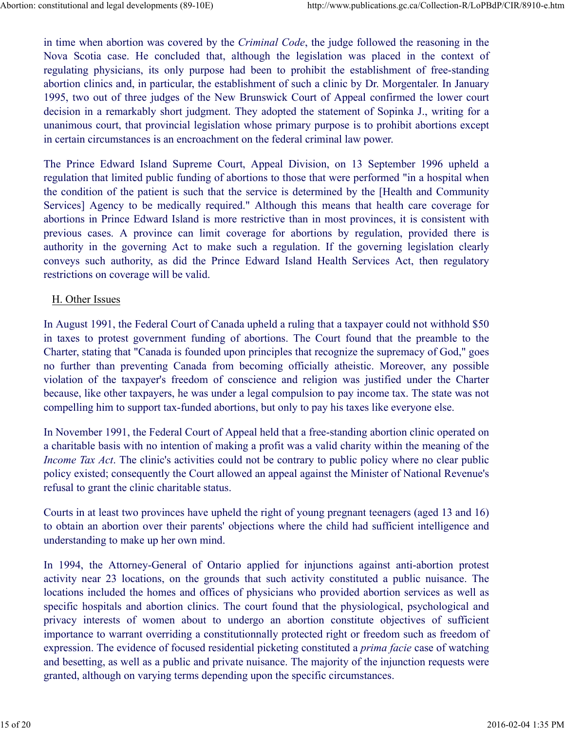in time when abortion was covered by the *Criminal Code*, the judge followed the reasoning in the Nova Scotia case. He concluded that, although the legislation was placed in the context of regulating physicians, its only purpose had been to prohibit the establishment of free-standing abortion clinics and, in particular, the establishment of such a clinic by Dr. Morgentaler. In January 1995, two out of three judges of the New Brunswick Court of Appeal confirmed the lower court decision in a remarkably short judgment. They adopted the statement of Sopinka J., writing for a unanimous court, that provincial legislation whose primary purpose is to prohibit abortions except in certain circumstances is an encroachment on the federal criminal law power.

The Prince Edward Island Supreme Court, Appeal Division, on 13 September 1996 upheld a regulation that limited public funding of abortions to those that were performed "in a hospital when the condition of the patient is such that the service is determined by the [Health and Community Services] Agency to be medically required." Although this means that health care coverage for abortions in Prince Edward Island is more restrictive than in most provinces, it is consistent with previous cases. A province can limit coverage for abortions by regulation, provided there is authority in the governing Act to make such a regulation. If the governing legislation clearly conveys such authority, as did the Prince Edward Island Health Services Act, then regulatory restrictions on coverage will be valid.

## H. Other Issues

In August 1991, the Federal Court of Canada upheld a ruling that a taxpayer could not withhold $50 in taxes to protest government funding of abortions. The Court found that the preamble to the Charter, stating that "Canada is founded upon principles that recognize the supremacy of God," goes no further than preventing Canada from becoming officially atheistic. Moreover, any possible violation of the taxpayer's freedom of conscience and religion was justified under the Charter because, like other taxpayers, he was under a legal compulsion to pay income tax. The state was not compelling him to support tax-funded abortions, but only to pay his taxes like everyone else.

In November 1991, the Federal Court of Appeal held that a free-standing abortion clinic operated on a charitable basis with no intention of making a profit was a valid charity within the meaning of the *Income Tax Act*. The clinic's activities could not be contrary to public policy where no clear public policy existed; consequently the Court allowed an appeal against the Minister of National Revenue's refusal to grant the clinic charitable status.

Courts in at least two provinces have upheld the right of young pregnant teenagers (aged 13 and 16) to obtain an abortion over their parents' objections where the child had sufficient intelligence and understanding to make up her own mind.

In 1994, the Attorney-General of Ontario applied for injunctions against anti-abortion protest activity near 23 locations, on the grounds that such activity constituted a public nuisance. The locations included the homes and offices of physicians who provided abortion services as well as specific hospitals and abortion clinics. The court found that the physiological, psychological and privacy interests of women about to undergo an abortion constitute objectives of sufficient importance to warrant overriding a constitutionnally protected right or freedom such as freedom of expression. The evidence of focused residential picketing constituted a *prima facie* case of watching and besetting, as well as a public and private nuisance. The majority of the injunction requests were granted, although on varying terms depending upon the specific circumstances.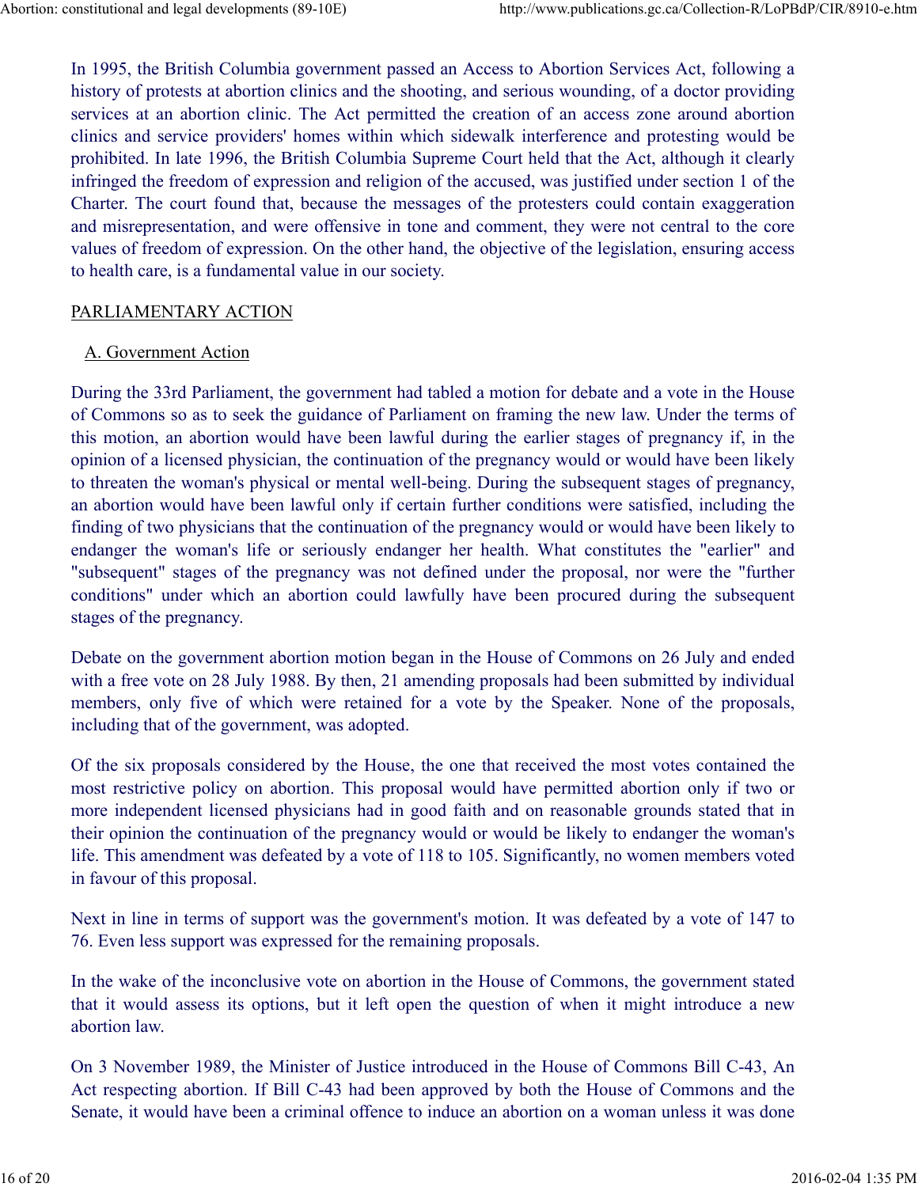In 1995, the British Columbia government passed an Access to Abortion Services Act, following a history of protests at abortion clinics and the shooting, and serious wounding, of a doctor providing services at an abortion clinic. The Act permitted the creation of an access zone around abortion clinics and service providers' homes within which sidewalk interference and protesting would be prohibited. In late 1996, the British Columbia Supreme Court held that the Act, although it clearly infringed the freedom of expression and religion of the accused, was justified under section 1 of the Charter. The court found that, because the messages of the protesters could contain exaggeration and misrepresentation, and were offensive in tone and comment, they were not central to the core values of freedom of expression. On the other hand, the objective of the legislation, ensuring access to health care, is a fundamental value in our society.

## PARLIAMENTARY ACTION

### A. Government Action

During the 33rd Parliament, the government had tabled a motion for debate and a vote in the House of Commons so as to seek the guidance of Parliament on framing the new law. Under the terms of this motion, an abortion would have been lawful during the earlier stages of pregnancy if, in the opinion of a licensed physician, the continuation of the pregnancy would or would have been likely to threaten the woman's physical or mental well-being. During the subsequent stages of pregnancy, an abortion would have been lawful only if certain further conditions were satisfied, including the finding of two physicians that the continuation of the pregnancy would or would have been likely to endanger the woman's life or seriously endanger her health. What constitutes the "earlier" and "subsequent" stages of the pregnancy was not defined under the proposal, nor were the "further conditions" under which an abortion could lawfully have been procured during the subsequent stages of the pregnancy.

Debate on the government abortion motion began in the House of Commons on 26 July and ended with a free vote on 28 July 1988. By then, 21 amending proposals had been submitted by individual members, only five of which were retained for a vote by the Speaker. None of the proposals, including that of the government, was adopted.

Of the six proposals considered by the House, the one that received the most votes contained the most restrictive policy on abortion. This proposal would have permitted abortion only if two or more independent licensed physicians had in good faith and on reasonable grounds stated that in their opinion the continuation of the pregnancy would or would be likely to endanger the woman's life. This amendment was defeated by a vote of 118 to 105. Significantly, no women members voted in favour of this proposal.

Next in line in terms of support was the government's motion. It was defeated by a vote of 147 to 76. Even less support was expressed for the remaining proposals.

In the wake of the inconclusive vote on abortion in the House of Commons, the government stated that it would assess its options, but it left open the question of when it might introduce a new abortion law.

On 3 November 1989, the Minister of Justice introduced in the House of Commons Bill C-43, An Act respecting abortion. If Bill C-43 had been approved by both the House of Commons and the Senate, it would have been a criminal offence to induce an abortion on a woman unless it was done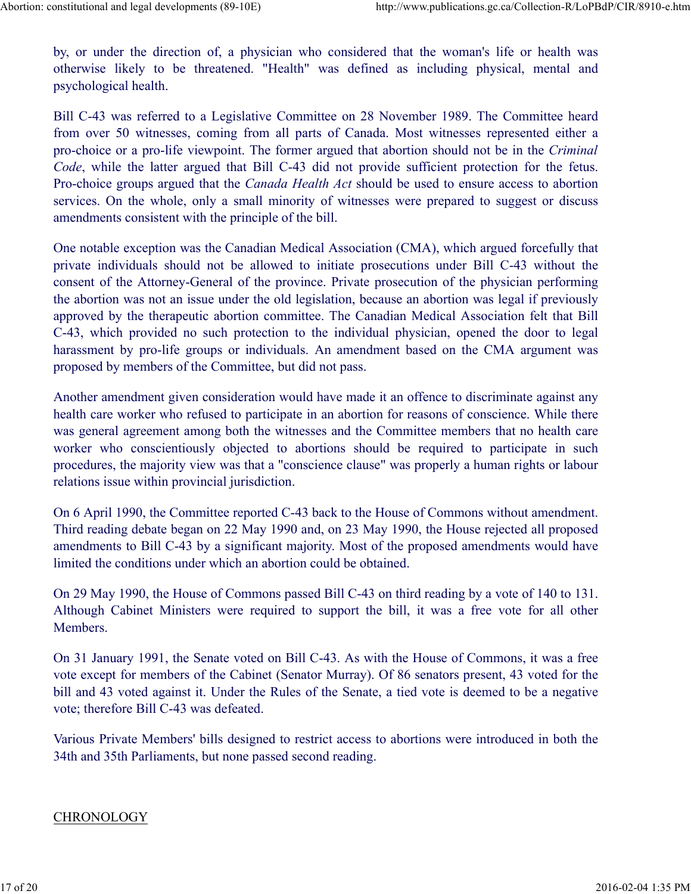by, or under the direction of, a physician who considered that the woman's life or health was otherwise likely to be threatened. "Health" was defined as including physical, mental and psychological health.

Bill C-43 was referred to a Legislative Committee on 28 November 1989. The Committee heard from over 50 witnesses, coming from all parts of Canada. Most witnesses represented either a pro-choice or a pro-life viewpoint. The former argued that abortion should not be in the *Criminal Code*, while the latter argued that Bill C-43 did not provide sufficient protection for the fetus. Pro-choice groups argued that the *Canada Health Act* should be used to ensure access to abortion services. On the whole, only a small minority of witnesses were prepared to suggest or discuss amendments consistent with the principle of the bill.

One notable exception was the Canadian Medical Association (CMA), which argued forcefully that private individuals should not be allowed to initiate prosecutions under Bill C-43 without the consent of the Attorney-General of the province. Private prosecution of the physician performing the abortion was not an issue under the old legislation, because an abortion was legal if previously approved by the therapeutic abortion committee. The Canadian Medical Association felt that Bill C-43, which provided no such protection to the individual physician, opened the door to legal harassment by pro-life groups or individuals. An amendment based on the CMA argument was proposed by members of the Committee, but did not pass.

Another amendment given consideration would have made it an offence to discriminate against any health care worker who refused to participate in an abortion for reasons of conscience. While there was general agreement among both the witnesses and the Committee members that no health care worker who conscientiously objected to abortions should be required to participate in such procedures, the majority view was that a "conscience clause" was properly a human rights or labour relations issue within provincial jurisdiction.

On 6 April 1990, the Committee reported C-43 back to the House of Commons without amendment. Third reading debate began on 22 May 1990 and, on 23 May 1990, the House rejected all proposed amendments to Bill C-43 by a significant majority. Most of the proposed amendments would have limited the conditions under which an abortion could be obtained.

On 29 May 1990, the House of Commons passed Bill C-43 on third reading by a vote of 140 to 131. Although Cabinet Ministers were required to support the bill, it was a free vote for all other Members.

On 31 January 1991, the Senate voted on Bill C-43. As with the House of Commons, it was a free vote except for members of the Cabinet (Senator Murray). Of 86 senators present, 43 voted for the bill and 43 voted against it. Under the Rules of the Senate, a tied vote is deemed to be a negative vote; therefore Bill C-43 was defeated.

Various Private Members' bills designed to restrict access to abortions were introduced in both the 34th and 35th Parliaments, but none passed second reading.

## CHRONOLOGY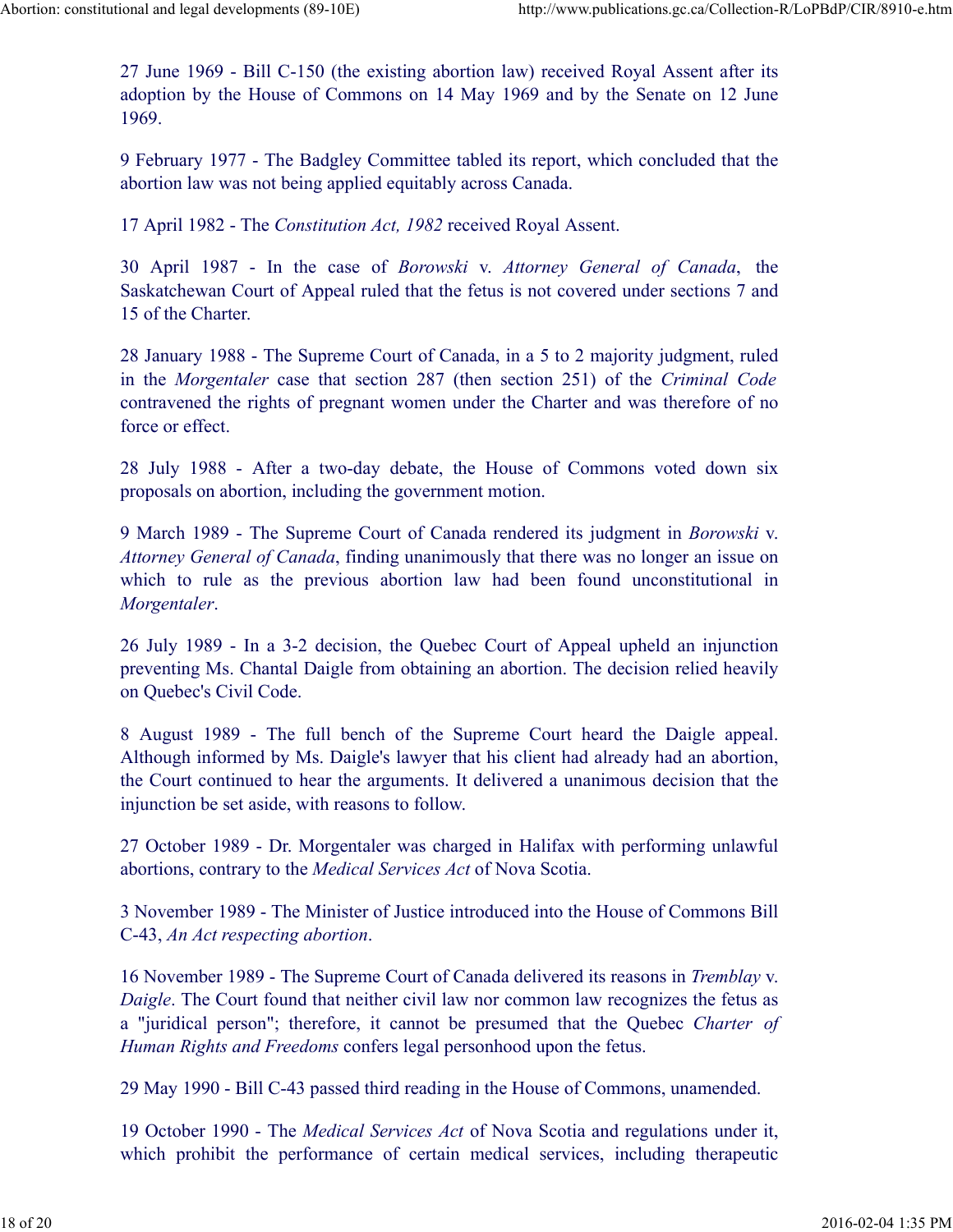27 June 1969 - Bill C-150 (the existing abortion law) received Royal Assent after its adoption by the House of Commons on 14 May 1969 and by the Senate on 12 June 1969.

9 February 1977 - The Badgley Committee tabled its report, which concluded that the abortion law was not being applied equitably across Canada.

17 April 1982 - The *Constitution Act, 1982* received Royal Assent.

30 April 1987 - In the case of *Borowski* v. *Attorney General of Canada*, the Saskatchewan Court of Appeal ruled that the fetus is not covered under sections 7 and 15 of the Charter.

28 January 1988 - The Supreme Court of Canada, in a 5 to 2 majority judgment, ruled in the *Morgentaler* case that section 287 (then section 251) of the *Criminal Code* contravened the rights of pregnant women under the Charter and was therefore of no force or effect.

28 July 1988 - After a two-day debate, the House of Commons voted down six proposals on abortion, including the government motion.

9 March 1989 - The Supreme Court of Canada rendered its judgment in *Borowski* v. *Attorney General of Canada*, finding unanimously that there was no longer an issue on which to rule as the previous abortion law had been found unconstitutional in *Morgentaler*.

26 July 1989 - In a 3-2 decision, the Quebec Court of Appeal upheld an injunction preventing Ms. Chantal Daigle from obtaining an abortion. The decision relied heavily on Quebec's Civil Code.

8 August 1989 - The full bench of the Supreme Court heard the Daigle appeal. Although informed by Ms. Daigle's lawyer that his client had already had an abortion, the Court continued to hear the arguments. It delivered a unanimous decision that the injunction be set aside, with reasons to follow.

27 October 1989 - Dr. Morgentaler was charged in Halifax with performing unlawful abortions, contrary to the *Medical Services Act* of Nova Scotia.

3 November 1989 - The Minister of Justice introduced into the House of Commons Bill C-43, *An Act respecting abortion*.

16 November 1989 - The Supreme Court of Canada delivered its reasons in *Tremblay* v. *Daigle*. The Court found that neither civil law nor common law recognizes the fetus as a "juridical person"; therefore, it cannot be presumed that the Quebec *Charter of Human Rights and Freedoms* confers legal personhood upon the fetus.

29 May 1990 - Bill C-43 passed third reading in the House of Commons, unamended.

19 October 1990 - The *Medical Services Act* of Nova Scotia and regulations under it, which prohibit the performance of certain medical services, including therapeutic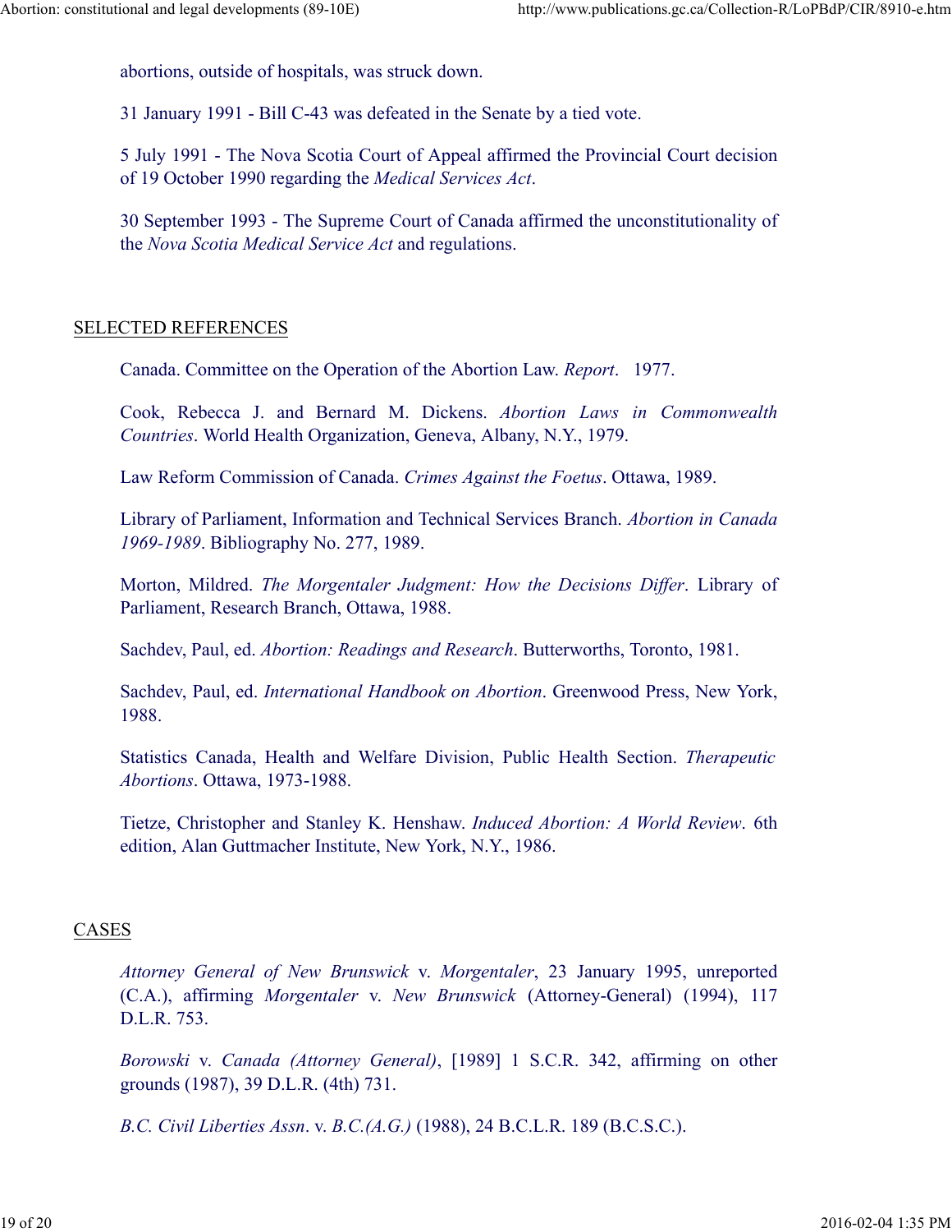abortions, outside of hospitals, was struck down.

31 January 1991 - Bill C-43 was defeated in the Senate by a tied vote.

5 July 1991 - The Nova Scotia Court of Appeal affirmed the Provincial Court decision of 19 October 1990 regarding the *Medical Services Act*.

30 September 1993 - The Supreme Court of Canada affirmed the unconstitutionality of the *Nova Scotia Medical Service Act* and regulations.

## SELECTED REFERENCES

Canada. Committee on the Operation of the Abortion Law. *Report*. 1977.

Cook, Rebecca J. and Bernard M. Dickens. *Abortion Laws in Commonwealth Countries*. World Health Organization, Geneva, Albany, N.Y., 1979.

Law Reform Commission of Canada. *Crimes Against the Foetus*. Ottawa, 1989.

Library of Parliament, Information and Technical Services Branch. *Abortion in Canada 1969-1989*. Bibliography No. 277, 1989.

Morton, Mildred. *The Morgentaler Judgment: How the Decisions Differ*. Library of Parliament, Research Branch, Ottawa, 1988.

Sachdev, Paul, ed. *Abortion: Readings and Research*. Butterworths, Toronto, 1981.

Sachdev, Paul, ed. *International Handbook on Abortion*. Greenwood Press, New York, 1988.

Statistics Canada, Health and Welfare Division, Public Health Section. *Therapeutic Abortions*. Ottawa, 1973-1988.

Tietze, Christopher and Stanley K. Henshaw. *Induced Abortion: A World Review*. 6th edition, Alan Guttmacher Institute, New York, N.Y., 1986.

## CASES

*Attorney General of New Brunswick* v. *Morgentaler*, 23 January 1995, unreported (C.A.), affirming *Morgentaler* v. *New Brunswick* (Attorney-General) (1994), 117 D.L.R. 753.

*Borowski* v. *Canada (Attorney General)*, [1989] 1 S.C.R. 342, affirming on other grounds (1987), 39 D.L.R. (4th) 731.

*B.C. Civil Liberties Assn*. v. *B.C.(A.G.)* (1988), 24 B.C.L.R. 189 (B.C.S.C.).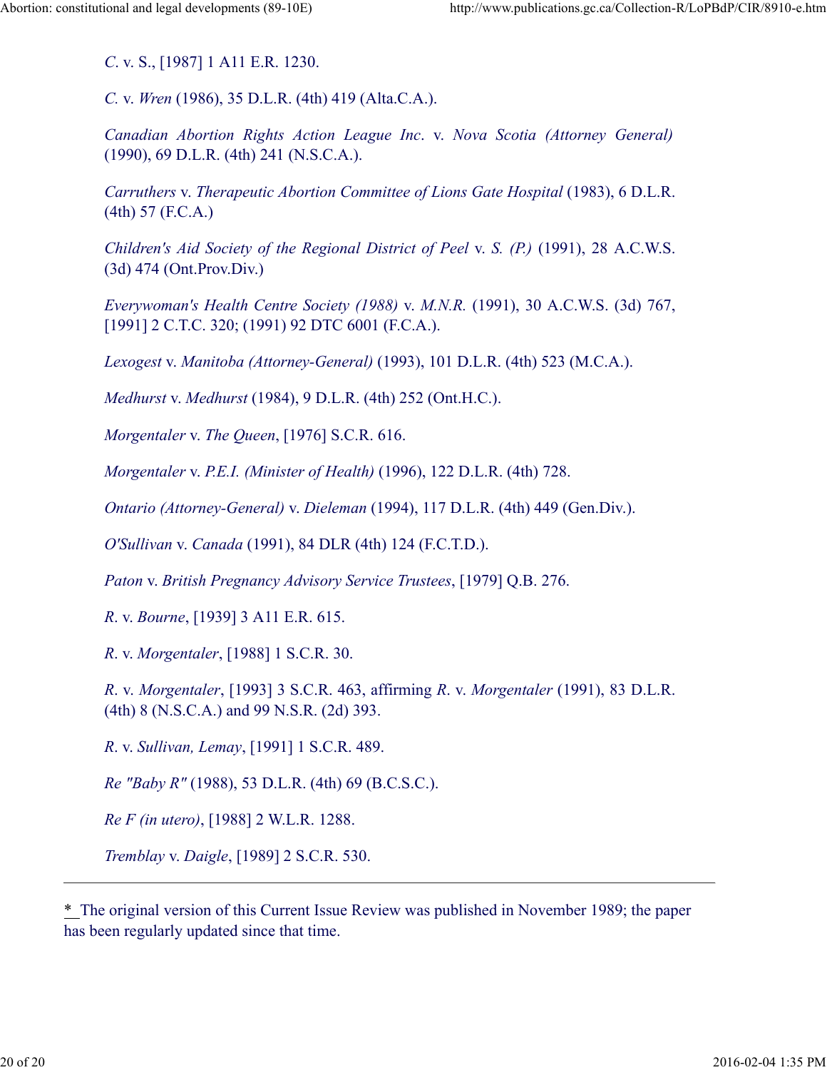*C*. v. S., [1987] 1 A11 E.R. 1230.

*C*. v. *Wren* (1986), 35 D.L.R. (4th) 419 (Alta.C.A.).

*Canadian Abortion Rights Action League Inc*. v. *Nova Scotia (Attorney General)* (1990), 69 D.L.R. (4th) 241 (N.S.C.A.).

*Carruthers* v. *Therapeutic Abortion Committee of Lions Gate Hospital* (1983), 6 D.L.R. (4th) 57 (F.C.A.)

*Children's Aid Society of the Regional District of Peel* v. *S. (P.)* (1991), 28 A.C.W.S. (3d) 474 (Ont.Prov.Div.)

*Everywoman's Health Centre Society (1988)* v. *M.N.R.* (1991), 30 A.C.W.S. (3d) 767, [1991] 2 C.T.C. 320; (1991) 92 DTC 6001 (F.C.A.).

*Lexogest* v. *Manitoba (Attorney-General)* (1993), 101 D.L.R. (4th) 523 (M.C.A.).

*Medhurst* v. *Medhurst* (1984), 9 D.L.R. (4th) 252 (Ont.H.C.).

*Morgentaler* v. *The Queen*, [1976] S.C.R. 616.

*Morgentaler* v. *P.E.I. (Minister of Health)* (1996), 122 D.L.R. (4th) 728.

*Ontario (Attorney-General)* v. *Dieleman* (1994), 117 D.L.R. (4th) 449 (Gen.Div.).

*O'Sullivan* v. *Canada* (1991), 84 DLR (4th) 124 (F.C.T.D.).

*Paton* v. *British Pregnancy Advisory Service Trustees*, [1979] Q.B. 276.

*R*. v. *Bourne*, [1939] 3 A11 E.R. 615.

*R*. v. *Morgentaler*, [1988] 1 S.C.R. 30.

*R*. v. *Morgentaler*, [1993] 3 S.C.R. 463, affirming *R*. v. *Morgentaler* (1991), 83 D.L.R. (4th) 8 (N.S.C.A.) and 99 N.S.R. (2d) 393.

*R*. v. *Sullivan, Lemay*, [1991] 1 S.C.R. 489.

*Re "Baby R"* (1988), 53 D.L.R. (4th) 69 (B.C.S.C.).

*Re F (in utero)*, [1988] 2 W.L.R. 1288.

*Tremblay* v. *Daigle*, [1989] 2 S.C.R. 530.

---

\* The original version of this Current Issue Review was published in November 1989; the paper has been regularly updated since that time.